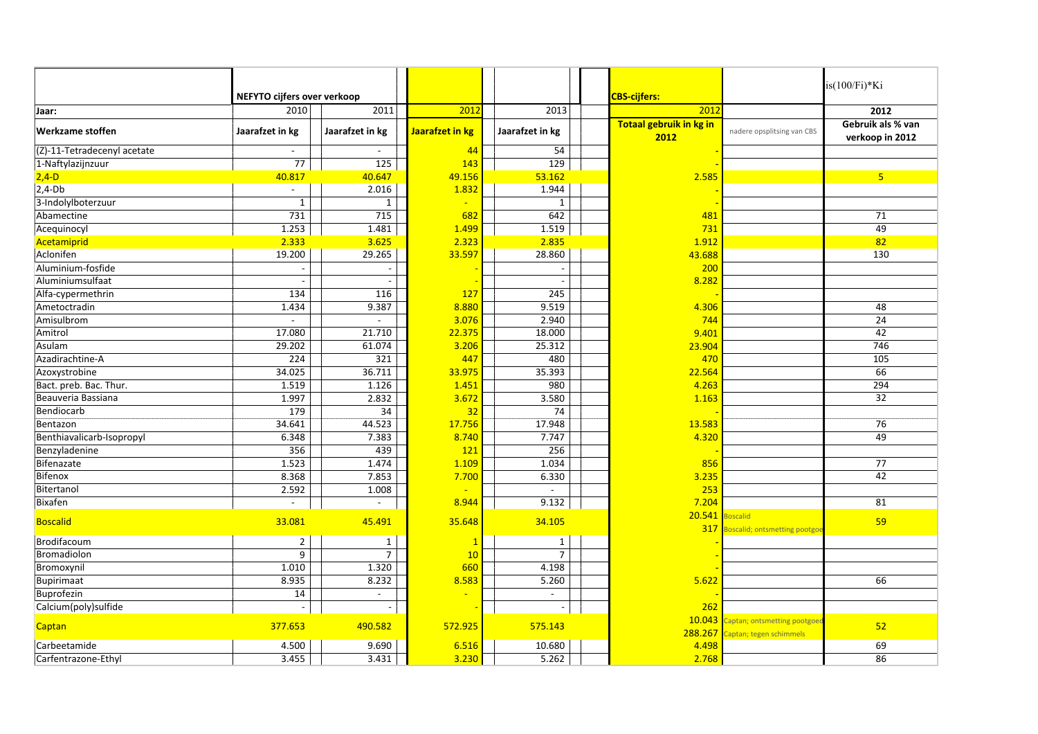| | NEFYTO cijfers over verkoop | | | | CBS-cijfers: | | is(100/Fi)*Ki |
|---|---|---|---|---|---|---|---|
| Jaar: | 2010 | 2011 | 2012 | 2013 | 2012 | | 2012 |
| Werkzame stoffen | Jaarafzet in kg | Jaarafzet in kg | Jaarafzet in kg | Jaarafzet in kg | Totaal gebruik in kg in 2012 | nadere opsplitsing van CBS | Gebruik als % van verkoop in 2012 |
| (Z)-11-Tetradecenyl acetate | - | - | 44 | 54 | - | | |
| 1-Naftylazijnzuur | 77 | 125 | 143 | 129 | - | | |
| 2,4-D | 40.817 | 40.647 | 49.156 | 53.162 | 2.585 | | 5 |
| 2,4-Db | - | 2.016 | 1.832 | 1.944 | - | | |
| 3-Indolylboterzuur | 1 | 1 | - | 1 | - | | |
| Abamectine | 731 | 715 | 682 | 642 | 481 | | 71 |
| Acequinocyl | 1.253 | 1.481 | 1.499 | 1.519 | 731 | | 49 |
| Acetamiprid | 2.333 | 3.625 | 2.323 | 2.835 | 1.912 | | 82 |
| Aclonifen | 19.200 | 29.265 | 33.597 | 28.860 | 43.688 | | 130 |
| Aluminium-fosfide | - | - | - | - | 200 | | |
| Aluminiumsulfaat | - | - | - | - | 8.282 | | |
| Alfa-cypermethrin | 134 | 116 | 127 | 245 | - | | |
| Ametoctradin | 1.434 | 9.387 | 8.880 | 9.519 | 4.306 | | 48 |
| Amisulbrom | - | - | 3.076 | 2.940 | 744 | | 24 |
| Amitrol | 17.080 | 21.710 | 22.375 | 18.000 | 9.401 | | 42 |
| Asulam | 29.202 | 61.074 | 3.206 | 25.312 | 23.904 | | 746 |
| Azadirachtine-A | 224 | 321 | 447 | 480 | 470 | | 105 |
| Azoxystrobine | 34.025 | 36.711 | 33.975 | 35.393 | 22.564 | | 66 |
| Bact. preb. Bac. Thur. | 1.519 | 1.126 | 1.451 | 980 | 4.263 | | 294 |
| Beauveria Bassiana | 1.997 | 2.832 | 3.672 | 3.580 | 1.163 | | 32 |
| Bendiocarb | 179 | 34 | 32 | 74 | - | | |
| Bentazon | 34.641 | 44.523 | 17.756 | 17.948 | 13.583 | | 76 |
| Benthiavalicarb-Isopropyl | 6.348 | 7.383 | 8.740 | 7.747 | 4.320 | | 49 |
| Benzyladenine | 356 | 439 | 121 | 256 | - | | |
| Bifenazate | 1.523 | 1.474 | 1.109 | 1.034 | 856 | | 77 |
| Bifenox | 8.368 | 7.853 | 7.700 | 6.330 | 3.235 | | 42 |
| Bitertanol | 2.592 | 1.008 | - | - | 253 | | |
| Bixafen | - | - | 8.944 | 9.132 | 7.204 | | 81 |
| Boscalid | 33.081 | 45.491 | 35.648 | 34.105 | 20.541<br>317 | Boscalid<br>Boscalid; ontsmetting pootgoe | 59 |
| Brodifacoum | 2 | 1 | 1 | 1 | - | | |
| Bromadiolon | 9 | 7 | 10 | 7 | - | | |
| Bromoxynil | 1.010 | 1.320 | 660 | 4.198 | - | | |
| Bupirimaat | 8.935 | 8.232 | 8.583 | 5.260 | 5.622 | | 66 |
| Buprofezin | 14 | - | - | - | - | | |
| Calcium(poly)sulfide | - | - | - | - | 262 | | |
| Captan | 377.653 | 490.582 | 572.925 | 575.143 | 10.043<br>288.267 | Captan; ontsmetting pootgoed<br>Captan; tegen schimmels | 52 |
| Carbeetamide | 4.500 | 9.690 | 6.516 | 10.680 | 4.498 | | 69 |
| Carfentrazone-Ethyl | 3.455 | 3.431 | 3.230 | 5.262 | 2.768 | | 86 |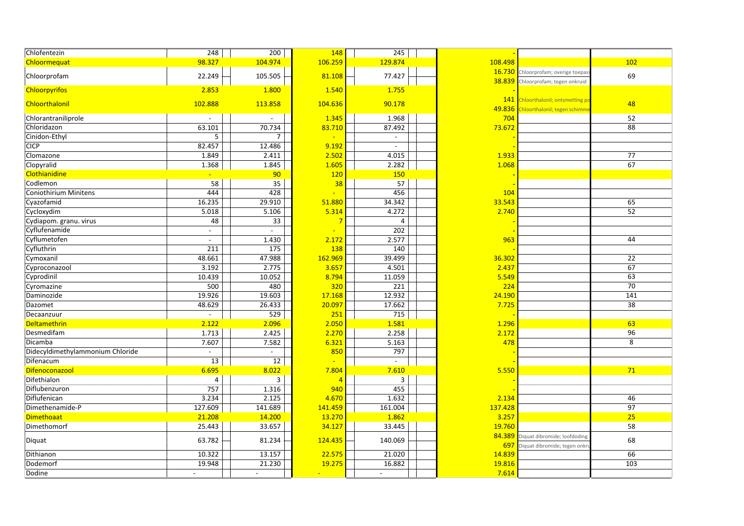| | | | | | | | |
|---|---|---|---|---|---|---|---|
| Chlofentezin | 248 | 200 | 148 | 245 | - | | |
| Chloormequat | 98.327 | 104.974 | 106.259 | 129.874 | 108.498 | | 102 |
| Chloorprofam | 22.249 | 105.505 | 81.108 | 77.427 | 16.730 | Chloorprofam; overige toepass | 69 |
| | | | | | 38.839 | Chloorprofam; tegen onkruid | |
| Chloorpyrifos | 2.853 | 1.800 | 1.540 | 1.755 | - | | |
| Chloorthalonil | 102.888 | 113.858 | 104.636 | 90.178 | 141 | Chloorthalonil; ontsmetting po | 48 |
| | | | | | 49.836 | Chloorthalonil; tegen schimme | |
| Chlorantraniliprole | - | - | 1.345 | 1.968 | 704 | | 52 |
| Chloridazon | 63.101 | 70.734 | 83.710 | 87.492 | 73.672 | | 88 |
| Cinidon-Ethyl | 5 | 7 | - | - | - | | |
| CICP | 82.457 | 12.486 | 9.192 | - | - | | |
| Clomazone | 1.849 | 2.411 | 2.502 | 4.015 | 1.933 | | 77 |
| Clopyralid | 1.368 | 1.845 | 1.605 | 2.282 | 1.068 | | 67 |
| Clothianidine | - | 90 | 120 | 150 | - | | |
| Codlemon | 58 | 35 | 38 | 57 | - | | |
| Coniothirium Minitens | 444 | 428 | - | 456 | 104 | | |
| Cyazofamid | 16.235 | 29.910 | 51.880 | 34.342 | 33.543 | | 65 |
| Cycloxydim | 5.018 | 5.106 | 5.314 | 4.272 | 2.740 | | 52 |
| Cydiapom. granu. virus | 48 | 33 | 7 | 4 | - | | |
| Cyflufenamide | - | - | - | 202 | - | | |
| Cyflumetofen | - | 1.430 | 2.172 | 2.577 | 963 | | 44 |
| Cyfluthrin | 211 | 175 | 138 | 140 | - | | |
| Cymoxanil | 48.661 | 47.988 | 162.969 | 39.499 | 36.302 | | 22 |
| Cyproconazool | 3.192 | 2.775 | 3.657 | 4.501 | 2.437 | | 67 |
| Cyprodinil | 10.439 | 10.052 | 8.794 | 11.059 | 5.549 | | 63 |
| Cyromazine | 500 | 480 | 320 | 221 | 224 | | 70 |
| Daminozide | 19.926 | 19.603 | 17.168 | 12.932 | 24.190 | | 141 |
| Dazomet | 48.629 | 26.433 | 20.097 | 17.662 | 7.725 | | 38 |
| Decaanzuur | - | 529 | 251 | 715 | - | | |
| Deltamethrin | 2.122 | 2.096 | 2.050 | 1.581 | 1.296 | | 63 |
| Desmedifam | 1.713 | 2.425 | 2.270 | 2.258 | 2.172 | | 96 |
| Dicamba | 7.607 | 7.582 | 6.321 | 5.163 | 478 | | 8 |
| Didecyldimethylammonium Chloride | - | - | 850 | 797 | - | | |
| Difenacum | 13 | 12 | - | - | - | | |
| Difenoconazool | 6.695 | 8.022 | 7.804 | 7.610 | 5.550 | | 71 |
| Difethialon | 4 | 3 | 4 | 3 | - | | |
| Diflubenzuron | 757 | 1.316 | 940 | 455 | - | | |
| Diflufenican | 3.234 | 2.125 | 4.670 | 1.632 | 2.134 | | 46 |
| Dimethenamide-P | 127.609 | 141.689 | 141.459 | 161.004 | 137.428 | | 97 |
| Dimethoaat | 21.208 | 14.200 | 13.270 | 1.862 | 3.257 | | 25 |
| Dimethomorf | 25.443 | 33.657 | 34.127 | 33.445 | 19.760 | | 58 |
| Diquat | 63.782 | 81.234 | 124.435 | 140.069 | 84.389 | Diquat dibromide; loofdoding | 68 |
| | | | | | 697 | Diquat dibromide; tegen onkru | |
| Dithianon | 10.322 | 13.157 | 22.575 | 21.020 | 14.839 | | 66 |
| Dodemorf | 19.948 | 21.230 | 19.275 | 16.882 | 19.816 | | 103 |
| Dodine | - | - | - | - | 7.614 | | |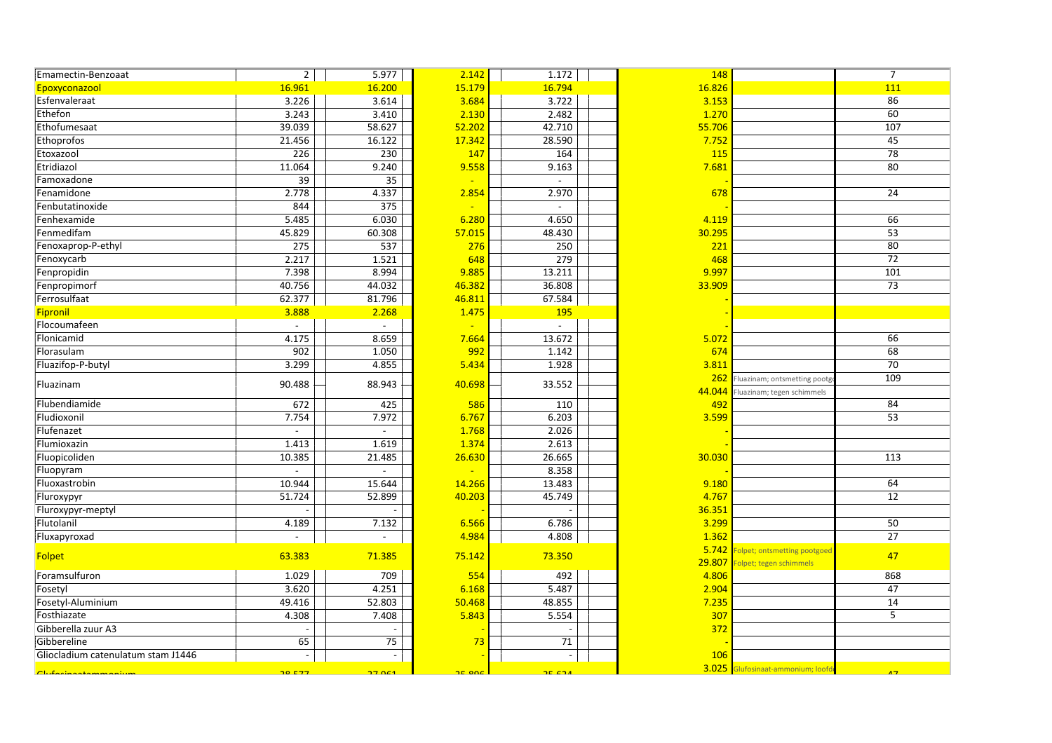| | | | | | | | |
|---|---|---|---|---|---|---|---|
| Emamectin-Benzoaat | 2 | 5.977 | 2.142 | 1.172 | 148 | | 7 |
| Epoxyconazool | 16.961 | 16.200 | 15.179 | 16.794 | 16.826 | | 111 |
| Esfenvaleraat | 3.226 | 3.614 | 3.684 | 3.722 | 3.153 | | 86 |
| Ethefon | 3.243 | 3.410 | 2.130 | 2.482 | 1.270 | | 60 |
| Ethofumesaat | 39.039 | 58.627 | 52.202 | 42.710 | 55.706 | | 107 |
| Ethoprofos | 21.456 | 16.122 | 17.342 | 28.590 | 7.752 | | 45 |
| Etoxazool | 226 | 230 | 147 | 164 | 115 | | 78 |
| Etridiazol | 11.064 | 9.240 | 9.558 | 9.163 | 7.681 | | 80 |
| Famoxadone | 39 | 35 | - | - | - | | |
| Fenamidone | 2.778 | 4.337 | 2.854 | 2.970 | 678 | | 24 |
| Fenbutatinoxide | 844 | 375 | - | - | - | | |
| Fenhexamide | 5.485 | 6.030 | 6.280 | 4.650 | 4.119 | | 66 |
| Fenmedifam | 45.829 | 60.308 | 57.015 | 48.430 | 30.295 | | 53 |
| Fenoxaprop-P-ethyl | 275 | 537 | 276 | 250 | 221 | | 80 |
| Fenoxycarb | 2.217 | 1.521 | 648 | 279 | 468 | | 72 |
| Fenpropidin | 7.398 | 8.994 | 9.885 | 13.211 | 9.997 | | 101 |
| Fenpropimorf | 40.756 | 44.032 | 46.382 | 36.808 | 33.909 | | 73 |
| Ferrosulfaat | 62.377 | 81.796 | 46.811 | 67.584 | - | | |
| Fipronil | 3.888 | 2.268 | 1.475 | 195 | - | | |
| Flocoumafeen | - | - | - | - | - | | |
| Flonicamid | 4.175 | 8.659 | 7.664 | 13.672 | 5.072 | | 66 |
| Florasulam | 902 | 1.050 | 992 | 1.142 | 674 | | 68 |
| Fluazifop-P-butyl | 3.299 | 4.855 | 5.434 | 1.928 | 3.811 | | 70 |
| Fluazinam | 90.488 | 88.943 | 40.698 | 33.552 | 262 | Fluazinam; ontsmetting pootg | 109 |
| | | | | | 44.044 | Fluazinam; tegen schimmels | |
| Flubendiamide | 672 | 425 | 586 | 110 | 492 | | 84 |
| Fludioxonil | 7.754 | 7.972 | 6.767 | 6.203 | 3.599 | | 53 |
| Flufenazet | - | - | 1.768 | 2.026 | - | | |
| Flumioxazin | 1.413 | 1.619 | 1.374 | 2.613 | - | | |
| Fluopicoliden | 10.385 | 21.485 | 26.630 | 26.665 | 30.030 | | 113 |
| Fluopyram | - | - | - | 8.358 | - | | |
| Fluoxastrobin | 10.944 | 15.644 | 14.266 | 13.483 | 9.180 | | 64 |
| Fluroxypyr | 51.724 | 52.899 | 40.203 | 45.749 | 4.767 | | 12 |
| Fluroxypyr-meptyl | - | - | - | - | 36.351 | | |
| Flutolanil | 4.189 | 7.132 | 6.566 | 6.786 | 3.299 | | 50 |
| Fluxapyroxad | - | - | 4.984 | 4.808 | 1.362 | | 27 |
| Folpet | 63.383 | 71.385 | 75.142 | 73.350 | 5.742 | Folpet; ontsmetting pootgoed | 47 |
| | | | | | 29.807 | Folpet; tegen schimmels | |
| Foramsulfuron | 1.029 | 709 | 554 | 492 | 4.806 | | 868 |
| Fosetyl | 3.620 | 4.251 | 6.168 | 5.487 | 2.904 | | 47 |
| Fosetyl-Aluminium | 49.416 | 52.803 | 50.468 | 48.855 | 7.235 | | 14 |
| Fosthiazate | 4.308 | 7.408 | 5.843 | 5.554 | 307 | | 5 |
| Gibberella zuur A3 | - | - | - | - | 372 | | |
| Gibbereline | 65 | 75 | 73 | 71 | - | | |
| Gliocladium catenulatum stam J1446 | - | - | - | - | 106 | | |
| Glufosinaatammonium | 28.577 | 27.061 | 25.896 | 25.624 | 3.025 | Glufosinaat-ammonium; loofd | 47 |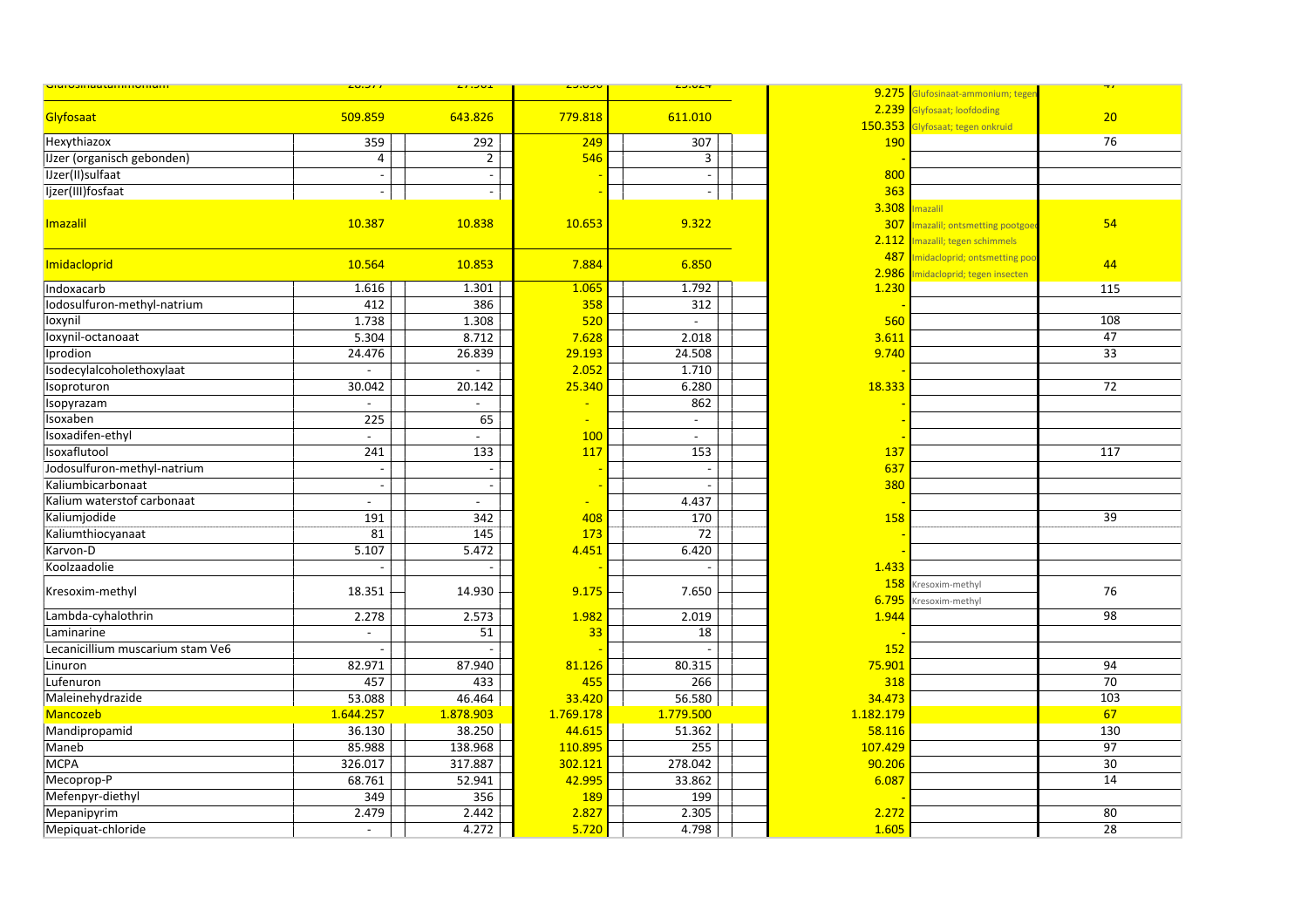| | | | | | | | | |
|---|---|---|---|---|---|---|---|---|
| Glufosinaatammonium | 28.577 | 27.561 | 23.896 | 25.024 | | 9.275 | Glufosinaat-ammonium; tegen | 47 |
| Glyfosaat | 509.859 | 643.826 | 779.818 | 611.010 | | 2.239 | Glyfosaat; loofdoding | 20 |
| | | | | | | 150.353 | Glyfosaat; tegen onkruid | |
| Hexythiazox | 359 | 292 | 249 | 307 | | 190 | | 76 |
| IJzer (organisch gebonden) | 4 | 2 | 546 | 3 | | - | | |
| IJzer(II)sulfaat | - | - | - | - | | 800 | | |
| Ijzer(III)fosfaat | - | - | - | - | | 363 | | |
| Imazalil | 10.387 | 10.838 | 10.653 | 9.322 | | 3.308 | Imazalil | 54 |
| | | | | | | 307 | Imazalil; ontsmetting pootgoed | |
| | | | | | | 2.112 | Imazalil; tegen schimmels | |
| Imidacloprid | 10.564 | 10.853 | 7.884 | 6.850 | | 487 | Imidacloprid; ontsmetting poo | 44 |
| | | | | | | 2.986 | Imidacloprid; tegen insecten | |
| Indoxacarb | 1.616 | 1.301 | 1.065 | 1.792 | | 1.230 | | 115 |
| Iodosulfuron-methyl-natrium | 412 | 386 | 358 | 312 | | - | | |
| Ioxynil | 1.738 | 1.308 | 520 | - | | 560 | | 108 |
| Ioxynil-octanoaat | 5.304 | 8.712 | 7.628 | 2.018 | | 3.611 | | 47 |
| Iprodion | 24.476 | 26.839 | 29.193 | 24.508 | | 9.740 | | 33 |
| Isodecylalcoholethoxylaat | - | - | 2.052 | 1.710 | | - | | |
| Isoproturon | 30.042 | 20.142 | 25.340 | 6.280 | | 18.333 | | 72 |
| Isopyrazam | - | - | - | 862 | | - | | |
| Isoxaben | 225 | 65 | - | - | | - | | |
| Isoxadifen-ethyl | - | - | 100 | - | | - | | |
| Isoxaflutool | 241 | 133 | 117 | 153 | | 137 | | 117 |
| Jodosulfuron-methyl-natrium | - | - | - | - | | 637 | | |
| Kaliumbicarbonaat | - | - | - | - | | 380 | | |
| Kalium waterstof carbonaat | - | - | - | 4.437 | | - | | |
| Kaliumjodide | 191 | 342 | 408 | 170 | | 158 | | 39 |
| Kaliumthiocyanaat | 81 | 145 | 173 | 72 | | - | | |
| Karvon-D | 5.107 | 5.472 | 4.451 | 6.420 | | - | | |
| Koolzaadolie | - | - | - | - | | 1.433 | | |
| Kresoxim-methyl | 18.351 | 14.930 | 9.175 | 7.650 | | 158 | Kresoxim-methyl | 76 |
| | | | | | | 6.795 | Kresoxim-methyl | |
| Lambda-cyhalothrin | 2.278 | 2.573 | 1.982 | 2.019 | | 1.944 | | 98 |
| Laminarine | - | 51 | 33 | 18 | | - | | |
| Lecanicillium muscarium stam Ve6 | - | - | - | - | | 152 | | |
| Linuron | 82.971 | 87.940 | 81.126 | 80.315 | | 75.901 | | 94 |
| Lufenuron | 457 | 433 | 455 | 266 | | 318 | | 70 |
| Maleinehydrazide | 53.088 | 46.464 | 33.420 | 56.580 | | 34.473 | | 103 |
| Mancozeb | 1.644.257 | 1.878.903 | 1.769.178 | 1.779.500 | | 1.182.179 | | 67 |
| Mandipropamid | 36.130 | 38.250 | 44.615 | 51.362 | | 58.116 | | 130 |
| Maneb | 85.988 | 138.968 | 110.895 | 255 | | 107.429 | | 97 |
| MCPA | 326.017 | 317.887 | 302.121 | 278.042 | | 90.206 | | 30 |
| Mecoprop-P | 68.761 | 52.941 | 42.995 | 33.862 | | 6.087 | | 14 |
| Mefenpyr-diethyl | 349 | 356 | 189 | 199 | | - | | |
| Mepanipyrim | 2.479 | 2.442 | 2.827 | 2.305 | | 2.272 | | 80 |
| Mepiquat-chloride | - | 4.272 | 5.720 | 4.798 | | 1.605 | | 28 |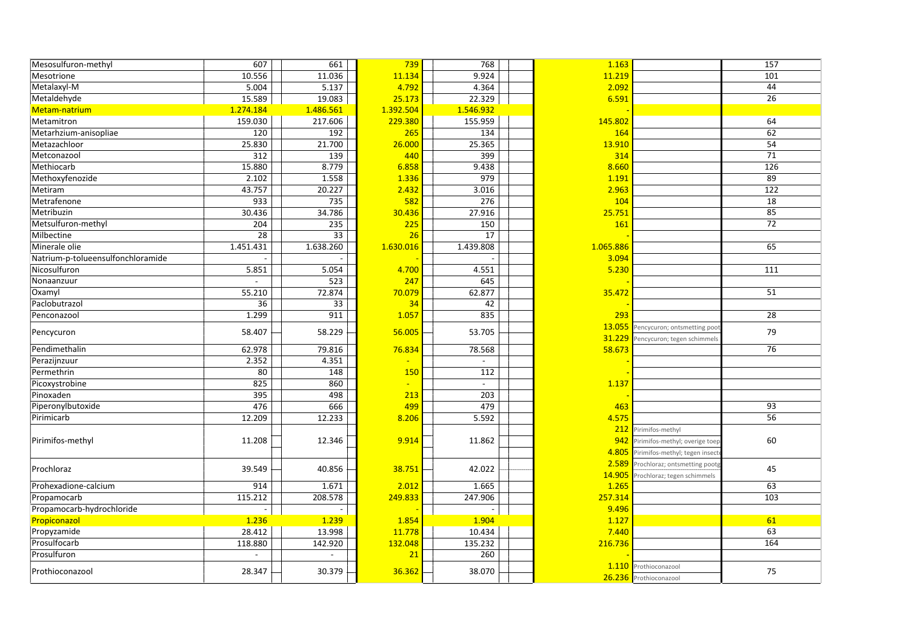| | | | | | | | |
|---|---|---|---|---|---|---|---|
| Mesosulfuron-methyl | 607 | 661 | 739 | 768 | 1.163 | | 157 |
| Mesotrione | 10.556 | 11.036 | 11.134 | 9.924 | 11.219 | | 101 |
| Metalaxyl-M | 5.004 | 5.137 | 4.792 | 4.364 | 2.092 | | 44 |
| Metaldehyde | 15.589 | 19.083 | 25.173 | 22.329 | 6.591 | | 26 |
| Metam-natrium | 1.274.184 | 1.486.561 | 1.392.504 | 1.546.932 | - | | |
| Metamitron | 159.030 | 217.606 | 229.380 | 155.959 | 145.802 | | 64 |
| Metarhzium-anisopliae | 120 | 192 | 265 | 134 | 164 | | 62 |
| Metazachloor | 25.830 | 21.700 | 26.000 | 25.365 | 13.910 | | 54 |
| Metconazool | 312 | 139 | 440 | 399 | 314 | | 71 |
| Methiocarb | 15.880 | 8.779 | 6.858 | 9.438 | 8.660 | | 126 |
| Methoxyfenozide | 2.102 | 1.558 | 1.336 | 979 | 1.191 | | 89 |
| Metiram | 43.757 | 20.227 | 2.432 | 3.016 | 2.963 | | 122 |
| Metrafenone | 933 | 735 | 582 | 276 | 104 | | 18 |
| Metribuzin | 30.436 | 34.786 | 30.436 | 27.916 | 25.751 | | 85 |
| Metsulfuron-methyl | 204 | 235 | 225 | 150 | 161 | | 72 |
| Milbectine | 28 | 33 | 26 | 17 | - | | |
| Minerale olie | 1.451.431 | 1.638.260 | 1.630.016 | 1.439.808 | 1.065.886 | | 65 |
| Natrium-p-tolueensulfonchloramide | - | - | - | - | 3.094 | | |
| Nicosulfuron | 5.851 | 5.054 | 4.700 | 4.551 | 5.230 | | 111 |
| Nonaanzuur | - | 523 | 247 | 645 | - | | |
| Oxamyl | 55.210 | 72.874 | 70.079 | 62.877 | 35.472 | | 51 |
| Paclobutrazol | 36 | 33 | 34 | 42 | - | | |
| Penconazool | 1.299 | 911 | 1.057 | 835 | 293 | | 28 |
| Pencycuron | 58.407 | 58.229 | 56.005 | 53.705 | 13.055 | Pencycuron; ontsmetting poot | 79 |
| | | | | | 31.229 | Pencycuron; tegen schimmels | |
| Pendimethalin | 62.978 | 79.816 | 76.834 | 78.568 | 58.673 | | 76 |
| Perazijnzuur | 2.352 | 4.351 | - | - | | | |
| Permethrin | 80 | 148 | 150 | 112 | - | | |
| Picoxystrobine | 825 | 860 | - | - | 1.137 | | |
| Pinoxaden | 395 | 498 | 213 | 203 | - | | |
| Piperonylbutoxide | 476 | 666 | 499 | 479 | 463 | | 93 |
| Pirimicarb | 12.209 | 12.233 | 8.206 | 5.592 | 4.575 | | 56 |
| Pirimifos-methyl | 11.208 | 12.346 | 9.914 | 11.862 | 212 | Pirimifos-methyl | 60 |
| | | | | | 942 | Pirimifos-methyl; overige toep | |
| | | | | | 4.805 | Pirimifos-methyl; tegen insect | |
| Prochloraz | 39.549 | 40.856 | 38.751 | 42.022 | 2.589 | Prochloraz; ontsmetting pootg | 45 |
| | | | | | 14.905 | Prochloraz; tegen schimmels | |
| Prohexadione-calcium | 914 | 1.671 | 2.012 | 1.665 | 1.265 | | 63 |
| Propamocarb | 115.212 | 208.578 | 249.833 | 247.906 | 257.314 | | 103 |
| Propamocarb-hydrochloride | - | - | - | - | 9.496 | | |
| Propiconazol | 1.236 | 1.239 | 1.854 | 1.904 | 1.127 | | 61 |
| Propyzamide | 28.412 | 13.998 | 11.778 | 10.434 | 7.440 | | 63 |
| Prosulfocarb | 118.880 | 142.920 | 132.048 | 135.232 | 216.736 | | 164 |
| Prosulfuron | - | - | 21 | 260 | - | | |
| Prothioconazool | 28.347 | 30.379 | 36.362 | 38.070 | 1.110 | Prothioconazool | 75 |
| | | | | | 26.236 | Prothioconazool | |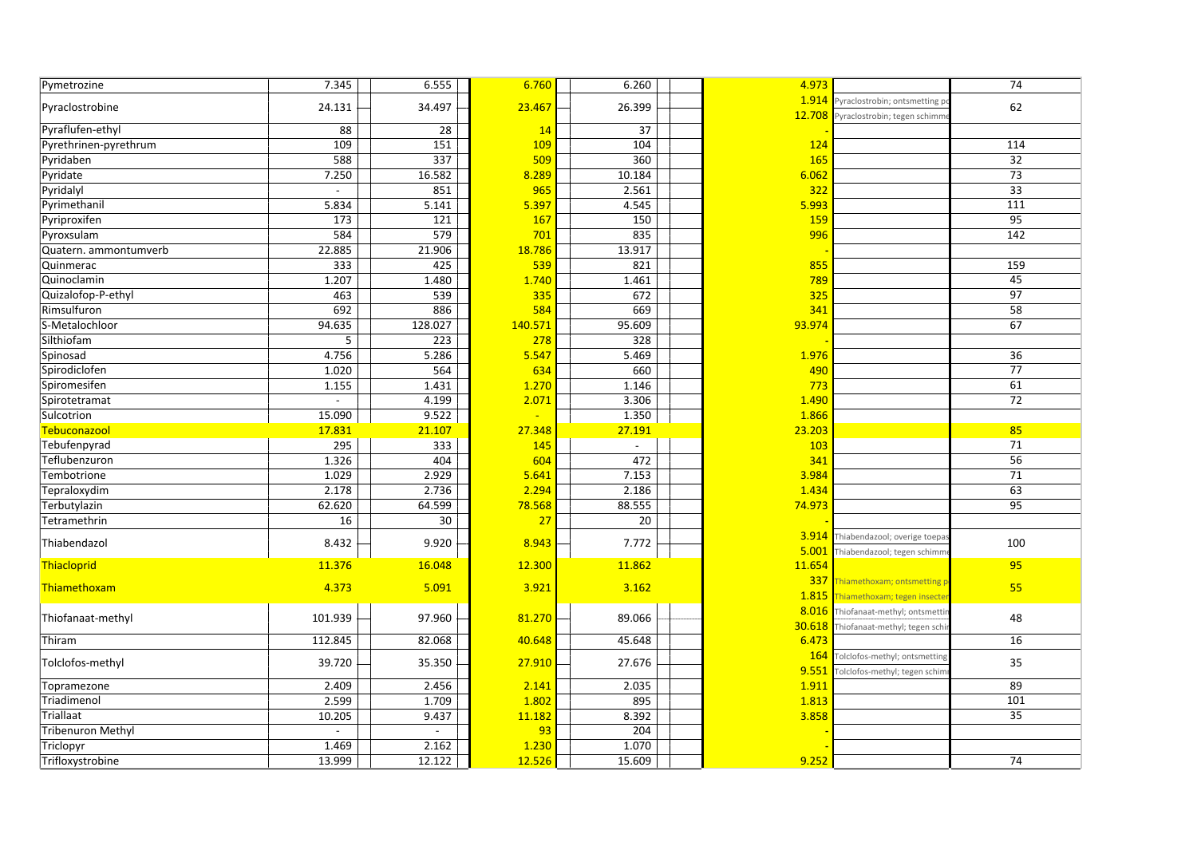| | | | | | | | |
|---|---|---|---|---|---|---|---|
| Pymetrozine | 7.345 | 6.555 | 6.760 | 6.260 | 4.973 | | 74 |
| Pyraclostrobine | 24.131 | 34.497 | 23.467 | 26.399 | 1.914 | Pyraclostrobin; ontsmetting po | 62 |
| | | | | | 12.708 | Pyraclostrobin; tegen schimme | |
| Pyraflufen-ethyl | 88 | 28 | 14 | 37 | - | | |
| Pyrethrinen-pyrethrum | 109 | 151 | 109 | 104 | 124 | | 114 |
| Pyridaben | 588 | 337 | 509 | 360 | 165 | | 32 |
| Pyridate | 7.250 | 16.582 | 8.289 | 10.184 | 6.062 | | 73 |
| Pyridalyl | - | 851 | 965 | 2.561 | 322 | | 33 |
| Pyrimethanil | 5.834 | 5.141 | 5.397 | 4.545 | 5.993 | | 111 |
| Pyriproxifen | 173 | 121 | 167 | 150 | 159 | | 95 |
| Pyroxsulam | 584 | 579 | 701 | 835 | 996 | | 142 |
| Quatern. ammontumverb | 22.885 | 21.906 | 18.786 | 13.917 | - | | |
| Quinmerac | 333 | 425 | 539 | 821 | 855 | | 159 |
| Quinoclamin | 1.207 | 1.480 | 1.740 | 1.461 | 789 | | 45 |
| Quizalofop-P-ethyl | 463 | 539 | 335 | 672 | 325 | | 97 |
| Rimsulfuron | 692 | 886 | 584 | 669 | 341 | | 58 |
| S-Metalochloor | 94.635 | 128.027 | 140.571 | 95.609 | 93.974 | | 67 |
| Silthiofam | 5 | 223 | 278 | 328 | - | | |
| Spinosad | 4.756 | 5.286 | 5.547 | 5.469 | 1.976 | | 36 |
| Spirodiclofen | 1.020 | 564 | 634 | 660 | 490 | | 77 |
| Spiromesifen | 1.155 | 1.431 | 1.270 | 1.146 | 773 | | 61 |
| Spirotetramat | - | 4.199 | 2.071 | 3.306 | 1.490 | | 72 |
| Sulcotrion | 15.090 | 9.522 | - | 1.350 | 1.866 | | |
| Tebuconazool | 17.831 | 21.107 | 27.348 | 27.191 | 23.203 | | 85 |
| Tebufenpyrad | 295 | 333 | 145 | - | 103 | | 71 |
| Teflubenzuron | 1.326 | 404 | 604 | 472 | 341 | | 56 |
| Tembotrione | 1.029 | 2.929 | 5.641 | 7.153 | 3.984 | | 71 |
| Tepraloxydim | 2.178 | 2.736 | 2.294 | 2.186 | 1.434 | | 63 |
| Terbutylazin | 62.620 | 64.599 | 78.568 | 88.555 | 74.973 | | 95 |
| Tetramethrin | 16 | 30 | 27 | 20 | - | | |
| Thiabendazol | 8.432 | 9.920 | 8.943 | 7.772 | 3.914 | Thiabendazool; overige toepas | 100 |
| | | | | | 5.001 | Thiabendazool; tegen schimme | |
| Thiacloprid | 11.376 | 16.048 | 12.300 | 11.862 | 11.654 | | 95 |
| Thiamethoxam | 4.373 | 5.091 | 3.921 | 3.162 | 337 | Thiamethoxam; ontsmetting p | 55 |
| | | | | | 1.815 | Thiamethoxam; tegen insecten | |
| Thiofanaat-methyl | 101.939 | 97.960 | 81.270 | 89.066 | 8.016 | Thiofanaat-methyl; ontsmettin | 48 |
| | | | | | 30.618 | Thiofanaat-methyl; tegen schi | |
| Thiram | 112.845 | 82.068 | 40.648 | 45.648 | 6.473 | | 16 |
| Tolclofos-methyl | 39.720 | 35.350 | 27.910 | 27.676 | 164 | Tolclofos-methyl; ontsmetting | 35 |
| | | | | | 9.551 | Tolclofos-methyl; tegen schim | |
| Topramezone | 2.409 | 2.456 | 2.141 | 2.035 | 1.911 | | 89 |
| Triadimenol | 2.599 | 1.709 | 1.802 | 895 | 1.813 | | 101 |
| Triallaat | 10.205 | 9.437 | 11.182 | 8.392 | 3.858 | | 35 |
| Tribenuron Methyl | - | - | 93 | 204 | - | | |
| Triclopyr | 1.469 | 2.162 | 1.230 | 1.070 | - | | |
| Trifloxystrobine | 13.999 | 12.122 | 12.526 | 15.609 | 9.252 | | 74 |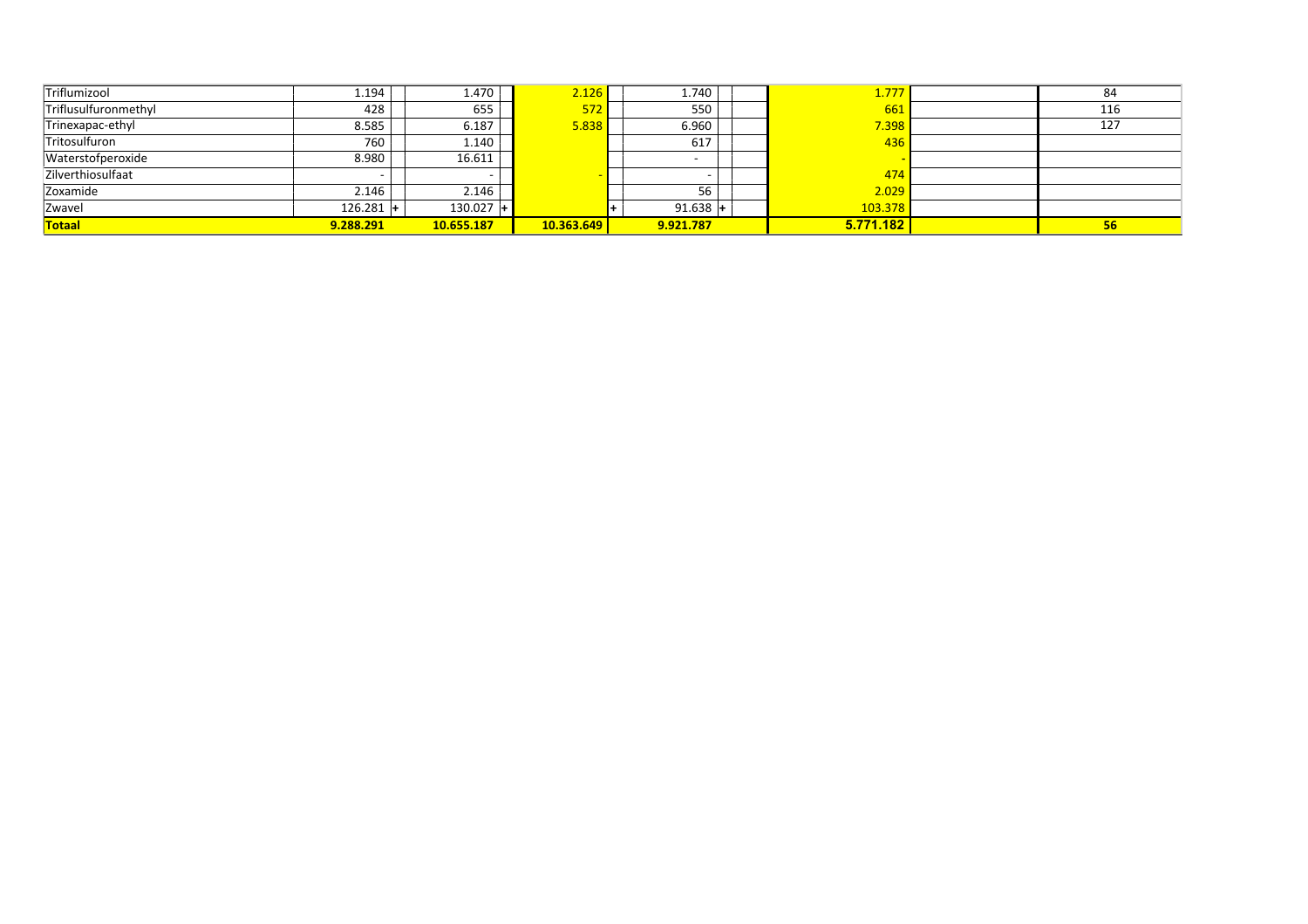| | | | | | | | | | | | | |
|---|---|---|---|---|---|---|---|---|---|---|---|---|
| Triflumizool | 1.194 | | 1.470 | | 2.126 | | 1.740 | | | 1.777 | | 84 |
| Triflusulfuronmethyl | 428 | | 655 | | 572 | | 550 | | | 661 | | 116 |
| Trinexapac-ethyl | 8.585 | | 6.187 | | 5.838 | | 6.960 | | | 7.398 | | 127 |
| Tritosulfuron | 760 | | 1.140 | | | | 617 | | | 436 | | |
| Waterstofperoxide | 8.980 | | 16.611 | | | | - | | | - | | |
| Zilverthiosulfaat | - | | - | | - | | - | | | 474 | | |
| Zoxamide | 2.146 | | 2.146 | | | | 56 | | | 2.029 | | |
| Zwavel | 126.281 | + | 130.027 | + | | + | 91.638 | + | | 103.378 | | |
| **Totaal** | **9.288.291** | | **10.655.187** | | **10.363.649** | | **9.921.787** | | | **5.771.182** | | **56** |